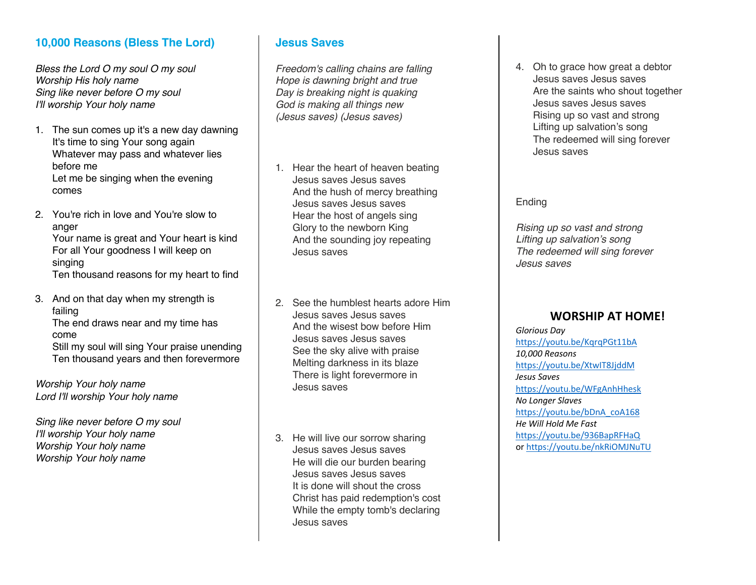## 10,000 Reasons (Bless The Lord)

*Bless the Lord O my soul O my soul*
*Worship His holy name*
*Sing like never before O my soul*
*I'll worship Your holy name*

1. The sun comes up it's a new day dawning
   It's time to sing Your song again
   Whatever may pass and whatever lies before me
   Let me be singing when the evening comes

2. You're rich in love and You're slow to anger
   Your name is great and Your heart is kind
   For all Your goodness I will keep on singing
   Ten thousand reasons for my heart to find

3. And on that day when my strength is failing
   The end draws near and my time has come
   Still my soul will sing Your praise unending
   Ten thousand years and then forevermore

*Worship Your holy name*
*Lord I'll worship Your holy name*

*Sing like never before O my soul*
*I'll worship Your holy name*
*Worship Your holy name*
*Worship Your holy name*

## Jesus Saves

*Freedom's calling chains are falling*
*Hope is dawning bright and true*
*Day is breaking night is quaking*
*God is making all things new*
*(Jesus saves) (Jesus saves)*

1. Hear the heart of heaven beating
   Jesus saves Jesus saves
   And the hush of mercy breathing
   Jesus saves Jesus saves
   Hear the host of angels sing
   Glory to the newborn King
   And the sounding joy repeating
   Jesus saves

2. See the humblest hearts adore Him
   Jesus saves Jesus saves
   And the wisest bow before Him
   Jesus saves Jesus saves
   See the sky alive with praise
   Melting darkness in its blaze
   There is light forevermore in
   Jesus saves

3. He will live our sorrow sharing
   Jesus saves Jesus saves
   He will die our burden bearing
   Jesus saves Jesus saves
   It is done will shout the cross
   Christ has paid redemption's cost
   While the empty tomb's declaring
   Jesus saves

4. Oh to grace how great a debtor
   Jesus saves Jesus saves
   Are the saints who shout together
   Jesus saves Jesus saves
   Rising up so vast and strong
   Lifting up salvation's song
   The redeemed will sing forever
   Jesus saves

Ending

*Rising up so vast and strong*
*Lifting up salvation's song*
*The redeemed will sing forever*
*Jesus saves*

### WORSHIP AT HOME!

*Glorious Day*
https://youtu.be/KqrqPGt11bA
*10,000 Reasons*
https://youtu.be/XtwIT8JjddM
*Jesus Saves*
https://youtu.be/WFgAnhHhesk
*No Longer Slaves*
https://youtu.be/bDnA_coA168
*He Will Hold Me Fast*
https://youtu.be/936BapRFHaQ
or https://youtu.be/nkRiOMJNuTU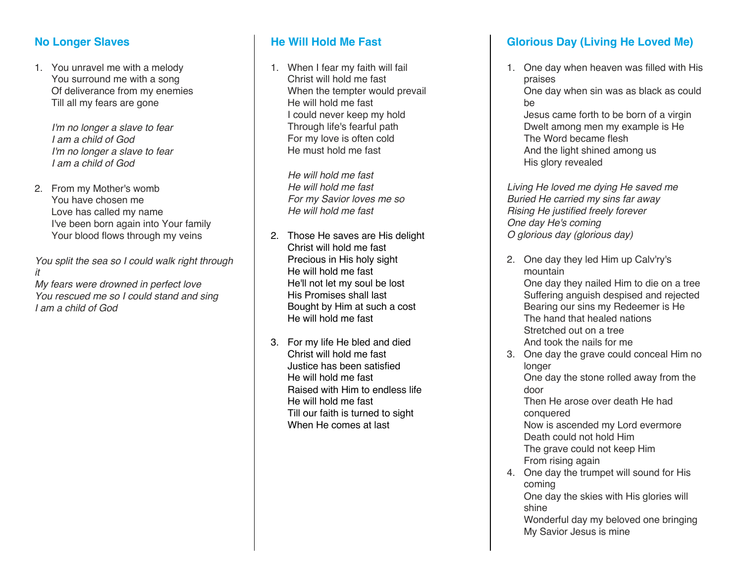## No Longer Slaves

1. You unravel me with a melody
   You surround me with a song
   Of deliverance from my enemies
   Till all my fears are gone

   *I'm no longer a slave to fear*
   *I am a child of God*
   *I'm no longer a slave to fear*
   *I am a child of God*

2. From my Mother's womb
   You have chosen me
   Love has called my name
   I've been born again into Your family
   Your blood flows through my veins

*You split the sea so I could walk right through it*
*My fears were drowned in perfect love*
*You rescued me so I could stand and sing*
*I am a child of God*

## He Will Hold Me Fast

1. When I fear my faith will fail
   Christ will hold me fast
   When the tempter would prevail
   He will hold me fast
   I could never keep my hold
   Through life's fearful path
   For my love is often cold
   He must hold me fast

   *He will hold me fast*
   *He will hold me fast*
   *For my Savior loves me so*
   *He will hold me fast*

2. Those He saves are His delight
   Christ will hold me fast
   Precious in His holy sight
   He will hold me fast
   He'll not let my soul be lost
   His Promises shall last
   Bought by Him at such a cost
   He will hold me fast

3. For my life He bled and died
   Christ will hold me fast
   Justice has been satisfied
   He will hold me fast
   Raised with Him to endless life
   He will hold me fast
   Till our faith is turned to sight
   When He comes at last

## Glorious Day (Living He Loved Me)

1. One day when heaven was filled with His praises
   One day when sin was as black as could be
   Jesus came forth to be born of a virgin
   Dwelt among men my example is He
   The Word became flesh
   And the light shined among us
   His glory revealed

*Living He loved me dying He saved me*
*Buried He carried my sins far away*
*Rising He justified freely forever*
*One day He's coming*
*O glorious day (glorious day)*

2. One day they led Him up Calv'ry's mountain
   One day they nailed Him to die on a tree
   Suffering anguish despised and rejected
   Bearing our sins my Redeemer is He
   The hand that healed nations
   Stretched out on a tree
   And took the nails for me
3. One day the grave could conceal Him no longer
   One day the stone rolled away from the door
   Then He arose over death He had conquered
   Now is ascended my Lord evermore
   Death could not hold Him
   The grave could not keep Him
   From rising again
4. One day the trumpet will sound for His coming
   One day the skies with His glories will shine
   Wonderful day my beloved one bringing
   My Savior Jesus is mine